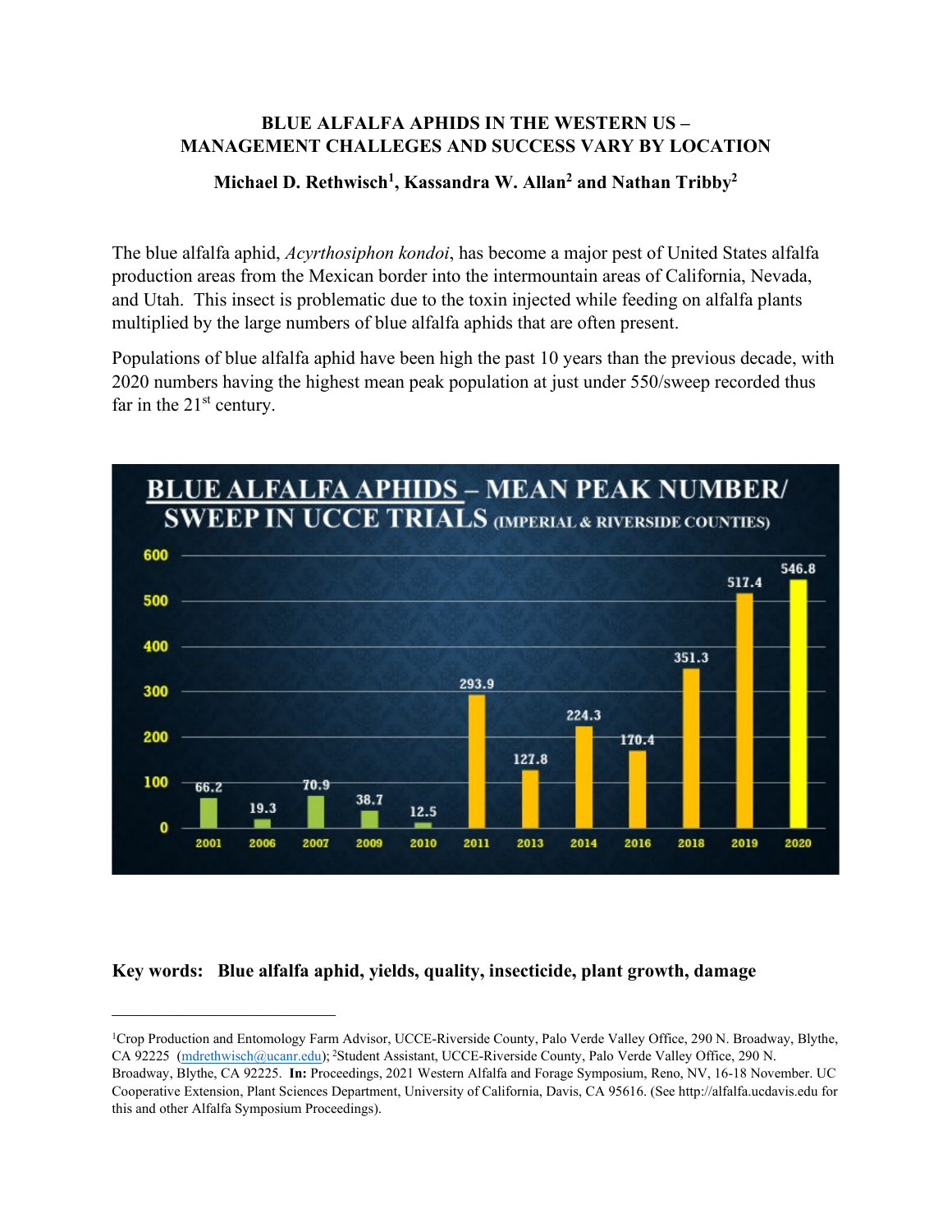# BLUE ALFALFA APHIDS IN THE WESTERN US – MANAGEMENT CHALLEGES AND SUCCESS VARY BY LOCATION

**Michael D. Rethwisch[1], Kassandra W. Allan[2] and Nathan Tribby[2]**

The blue alfalfa aphid, *Acyrthosiphon kondoi*, has become a major pest of United States alfalfa production areas from the Mexican border into the intermountain areas of California, Nevada, and Utah. This insect is problematic due to the toxin injected while feeding on alfalfa plants multiplied by the large numbers of blue alfalfa aphids that are often present.

Populations of blue alfalfa aphid have been high the past 10 years than the previous decade, with 2020 numbers having the highest mean peak population at just under 550/sweep recorded thus far in the 21st century.

**BLUE ALFALFA APHIDS – MEAN PEAK NUMBER/SWEEP IN UCCE TRIALS (IMPERIAL & RIVERSIDE COUNTIES)**

| Year | 2001 | 2006 | 2007 | 2009 | 2010 | 2011 | 2013 | 2014 | 2016 | 2018 | 2019 | 2020 |
|---|---|---|---|---|---|---|---|---|---|---|---|---|
| Mean peak number/sweep | 66.2 | 19.3 | 70.9 | 38.7 | 12.5 | 293.9 | 127.8 | 224.3 | 170.4 | 351.3 | 517.4 | 546.8 |

**Key words: Blue alfalfa aphid, yields, quality, insecticide, plant growth, damage**

---

[1]Crop Production and Entomology Farm Advisor, UCCE-Riverside County, Palo Verde Valley Office, 290 N. Broadway, Blythe, CA 92225 (mdrethwisch@ucanr.edu); [2]Student Assistant, UCCE-Riverside County, Palo Verde Valley Office, 290 N. Broadway, Blythe, CA 92225. **In:** Proceedings, 2021 Western Alfalfa and Forage Symposium, Reno, NV, 16-18 November. UC Cooperative Extension, Plant Sciences Department, University of California, Davis, CA 95616. (See http://alfalfa.ucdavis.edu for this and other Alfalfa Symposium Proceedings).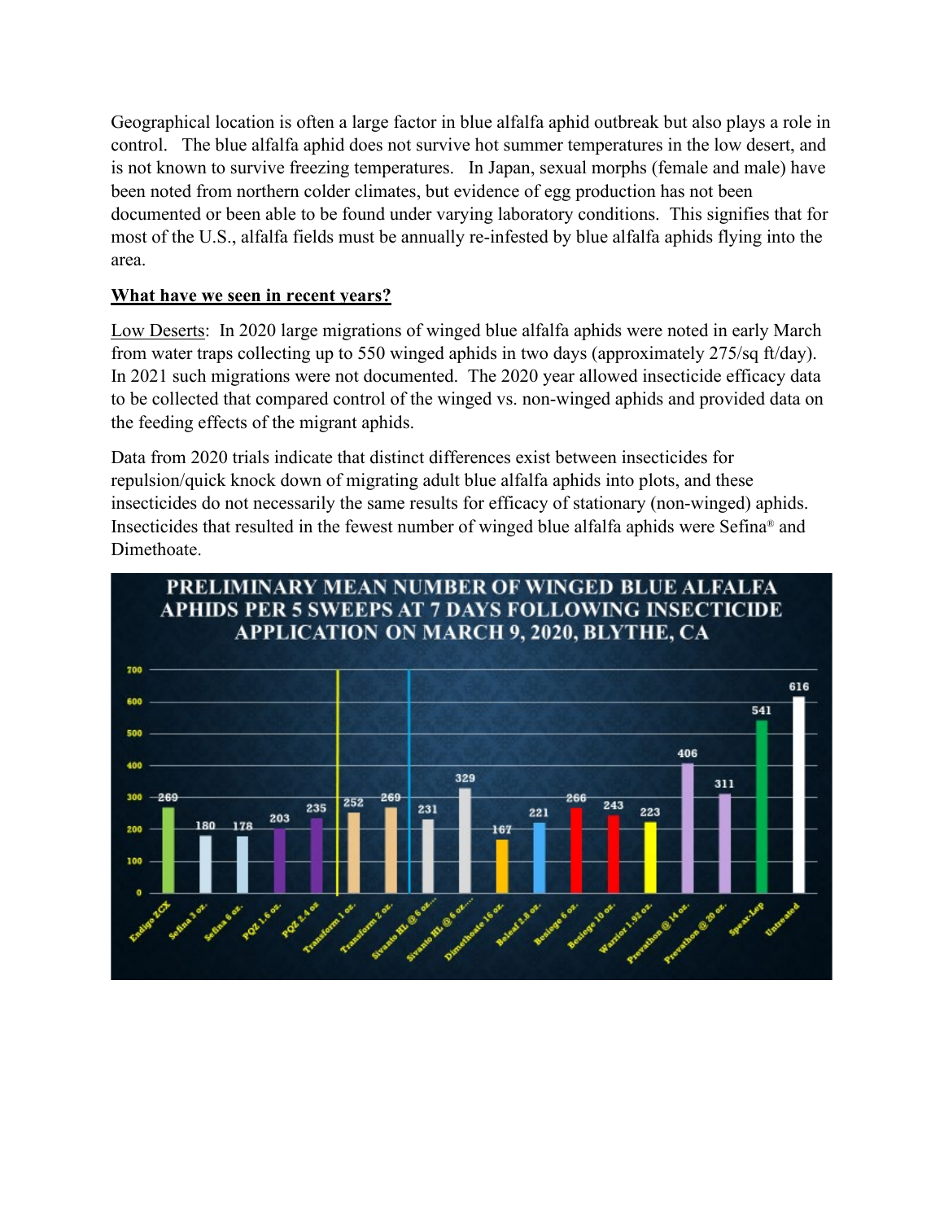Geographical location is often a large factor in blue alfalfa aphid outbreak but also plays a role in control. The blue alfalfa aphid does not survive hot summer temperatures in the low desert, and is not known to survive freezing temperatures. In Japan, sexual morphs (female and male) have been noted from northern colder climates, but evidence of egg production has not been documented or been able to be found under varying laboratory conditions. This signifies that for most of the U.S., alfalfa fields must be annually re-infested by blue alfalfa aphids flying into the area.

## **<u>What have we seen in recent years?</u>**

<u>Low Deserts</u>: In 2020 large migrations of winged blue alfalfa aphids were noted in early March from water traps collecting up to 550 winged aphids in two days (approximately 275/sq ft/day). In 2021 such migrations were not documented. The 2020 year allowed insecticide efficacy data to be collected that compared control of the winged vs. non-winged aphids and provided data on the feeding effects of the migrant aphids.

Data from 2020 trials indicate that distinct differences exist between insecticides for repulsion/quick knock down of migrating adult blue alfalfa aphids into plots, and these insecticides do not necessarily the same results for efficacy of stationary (non-winged) aphids. Insecticides that resulted in the fewest number of winged blue alfalfa aphids were Sefina® and Dimethoate.

**PRELIMINARY MEAN NUMBER OF WINGED BLUE ALFALFA APHIDS PER 5 SWEEPS AT 7 DAYS FOLLOWING INSECTICIDE APPLICATION ON MARCH 9, 2020, BLYTHE, CA**

| Treatment | Mean number of winged aphids |
|---|---|
| Endigo ZCX | 269 |
| Sefina 3 oz. | 180 |
| Sefina 6 oz. | 178 |
| PQZ 1.6 oz. | 203 |
| PQZ 2.4 oz | 235 |
| Transform 1 oz. | 252 |
| Transform 2 oz. | 269 |
| Sivanto HL @ 6 oz... | 231 |
| Sivanto HL @ 6 oz.... | 329 |
| Dimethoate 16 oz. | 167 |
| Beleaf 2.8 oz. | 221 |
| Besiege 6 oz. | 266 |
| Besiege 10 oz. | 243 |
| Warrior 1.92 oz. | 223 |
| Prevathon @ 14 oz. | 406 |
| Prevathon @ 20 oz. | 311 |
| Spear-Lep | 541 |
| Untreated | 616 |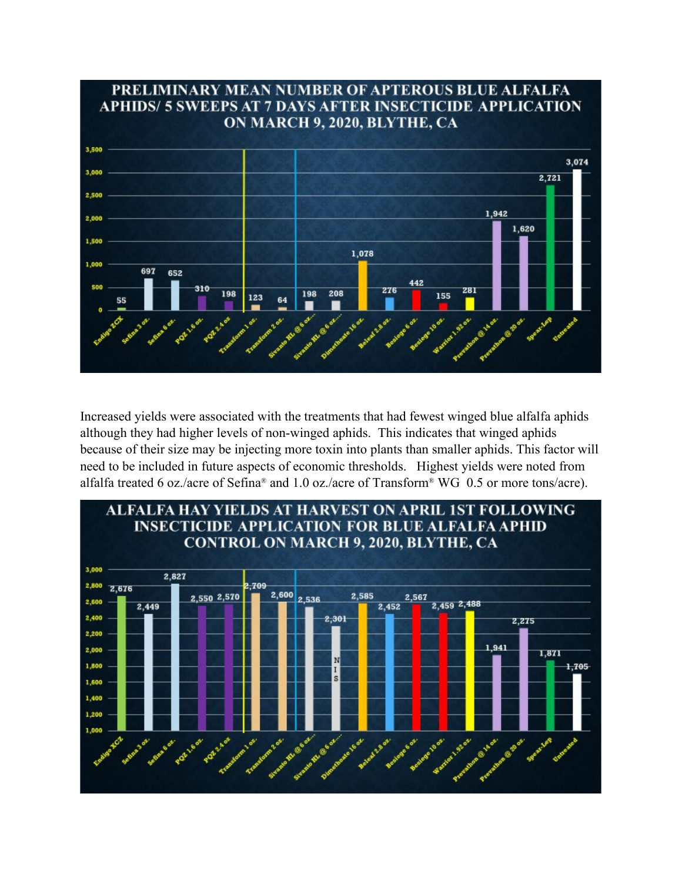## PRELIMINARY MEAN NUMBER OF APTEROUS BLUE ALFALFA APHIDS/ 5 SWEEPS AT 7 DAYS AFTER INSECTICIDE APPLICATION ON MARCH 9, 2020, BLYTHE, CA

| Treatment | Mean number of apterous aphids/5 sweeps |
|---|---|
| Endigo ZCX | 55 |
| Sefina 3 oz. | 697 |
| Sefina 6 oz. | 652 |
| PQZ 1.6 oz. | 310 |
| PQZ 2.4 oz | 198 |
| Transform 1 oz. | 123 |
| Transform 2 oz. | 64 |
| Sivanto HL @ 6 oz... | 198 |
| Sivanto HL @ 6 oz.... | 208 |
| Dimethoate 16 oz. | 1,078 |
| Beleaf 2.8 oz. | 276 |
| Besiege 6 oz. | 442 |
| Besiege 10 oz. | 155 |
| Warrior 1.92 oz. | 281 |
| Prevathon @ 14 oz. | 1,942 |
| Prevathon @ 20 oz. | 1,620 |
| Spear-Lep | 2,721 |
| Untreated | 3,074 |

Increased yields were associated with the treatments that had fewest winged blue alfalfa aphids although they had higher levels of non-winged aphids. This indicates that winged aphids because of their size may be injecting more toxin into plants than smaller aphids. This factor will need to be included in future aspects of economic thresholds. Highest yields were noted from alfalfa treated 6 oz./acre of Sefina® and 1.0 oz./acre of Transform® WG 0.5 or more tons/acre).

## ALFALFA HAY YIELDS AT HARVEST ON APRIL 1ST FOLLOWING INSECTICIDE APPLICATION FOR BLUE ALFALFA APHID CONTROL ON MARCH 9, 2020, BLYTHE, CA

| Treatment | Yield |
|---|---|
| Endigo XCZ | 2,676 |
| Sefina 3 oz. | 2,449 |
| Sefina 6 oz. | 2,827 |
| PQZ 1.6 oz. | 2,550 |
| PQZ 2.4 oz. | 2,570 |
| Transform 1 oz. | 2,709 |
| Transform 2 oz. | 2,600 |
| Sivanto HL @ 6 oz... | 2,536 |
| Sivanto HL @ 6 oz.... | 2,301 (NIS) |
| Dimethoate 16 oz. | 2,585 |
| Beleaf 2.8 oz. | 2,452 |
| Besiege 6 oz. | 2,567 |
| Besiege 10 oz. | 2,459 |
| Warrior 1.92 oz. | 2,488 |
| Prevathon @ 14 oz. | 1,941 |
| Prevathon @ 20 oz. | 2,275 |
| Spear-Lep | 1,871 |
| Untreated | 1,705 |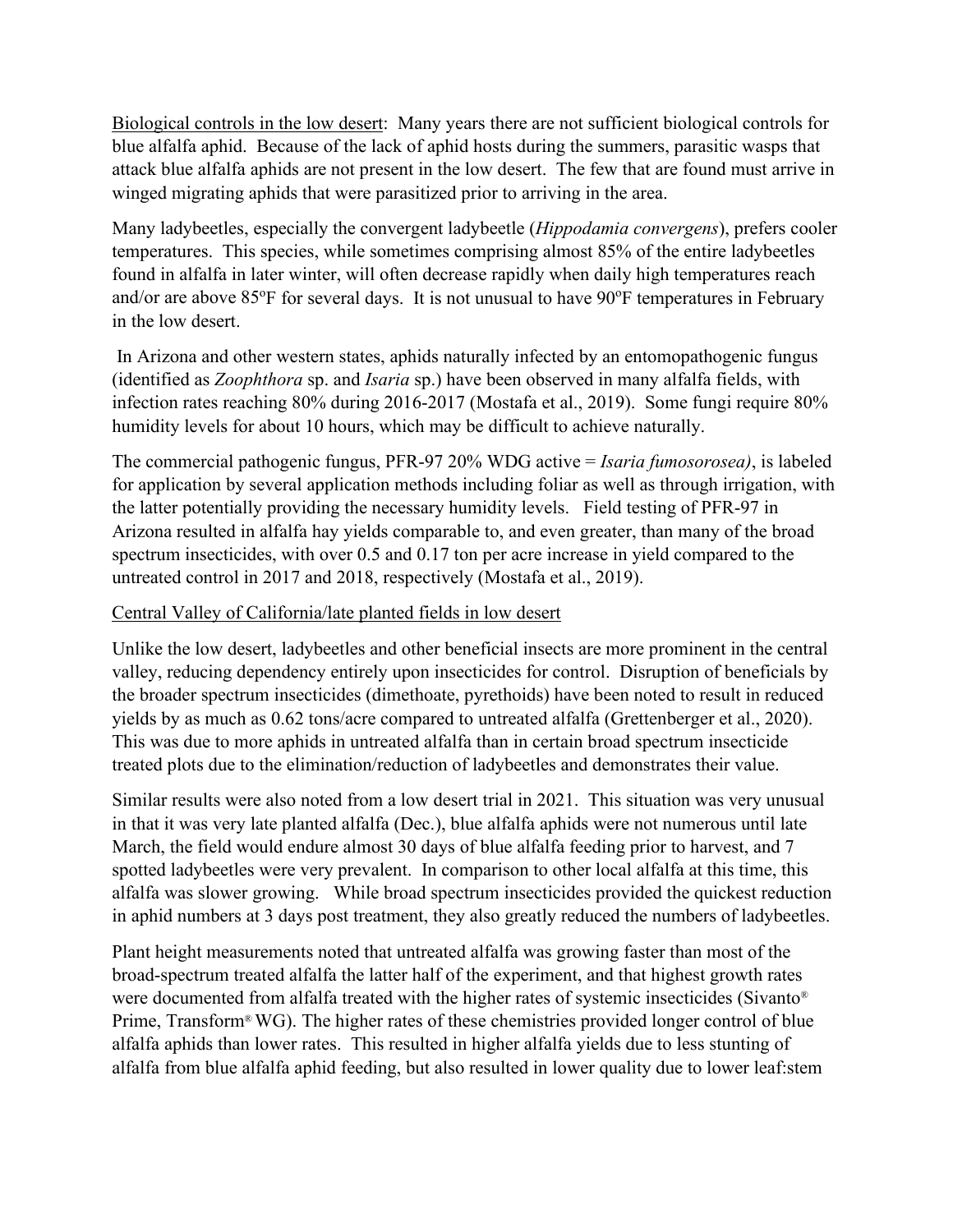<u>Biological controls in the low desert</u>: Many years there are not sufficient biological controls for blue alfalfa aphid. Because of the lack of aphid hosts during the summers, parasitic wasps that attack blue alfalfa aphids are not present in the low desert. The few that are found must arrive in winged migrating aphids that were parasitized prior to arriving in the area.

Many ladybeetles, especially the convergent ladybeetle (*Hippodamia convergens*), prefers cooler temperatures. This species, while sometimes comprising almost 85% of the entire ladybeetles found in alfalfa in later winter, will often decrease rapidly when daily high temperatures reach and/or are above 85°F for several days. It is not unusual to have 90°F temperatures in February in the low desert.

In Arizona and other western states, aphids naturally infected by an entomopathogenic fungus (identified as *Zoophthora* sp. and *Isaria* sp.) have been observed in many alfalfa fields, with infection rates reaching 80% during 2016-2017 (Mostafa et al., 2019). Some fungi require 80% humidity levels for about 10 hours, which may be difficult to achieve naturally.

The commercial pathogenic fungus, PFR-97 20% WDG active = *Isaria fumosorosea)*, is labeled for application by several application methods including foliar as well as through irrigation, with the latter potentially providing the necessary humidity levels. Field testing of PFR-97 in Arizona resulted in alfalfa hay yields comparable to, and even greater, than many of the broad spectrum insecticides, with over 0.5 and 0.17 ton per acre increase in yield compared to the untreated control in 2017 and 2018, respectively (Mostafa et al., 2019).

<u>Central Valley of California/late planted fields in low desert</u>

Unlike the low desert, ladybeetles and other beneficial insects are more prominent in the central valley, reducing dependency entirely upon insecticides for control. Disruption of beneficials by the broader spectrum insecticides (dimethoate, pyrethoids) have been noted to result in reduced yields by as much as 0.62 tons/acre compared to untreated alfalfa (Grettenberger et al., 2020). This was due to more aphids in untreated alfalfa than in certain broad spectrum insecticide treated plots due to the elimination/reduction of ladybeetles and demonstrates their value.

Similar results were also noted from a low desert trial in 2021. This situation was very unusual in that it was very late planted alfalfa (Dec.), blue alfalfa aphids were not numerous until late March, the field would endure almost 30 days of blue alfalfa feeding prior to harvest, and 7 spotted ladybeetles were very prevalent. In comparison to other local alfalfa at this time, this alfalfa was slower growing. While broad spectrum insecticides provided the quickest reduction in aphid numbers at 3 days post treatment, they also greatly reduced the numbers of ladybeetles.

Plant height measurements noted that untreated alfalfa was growing faster than most of the broad-spectrum treated alfalfa the latter half of the experiment, and that highest growth rates were documented from alfalfa treated with the higher rates of systemic insecticides (Sivanto® Prime, Transform® WG). The higher rates of these chemistries provided longer control of blue alfalfa aphids than lower rates. This resulted in higher alfalfa yields due to less stunting of alfalfa from blue alfalfa aphid feeding, but also resulted in lower quality due to lower leaf:stem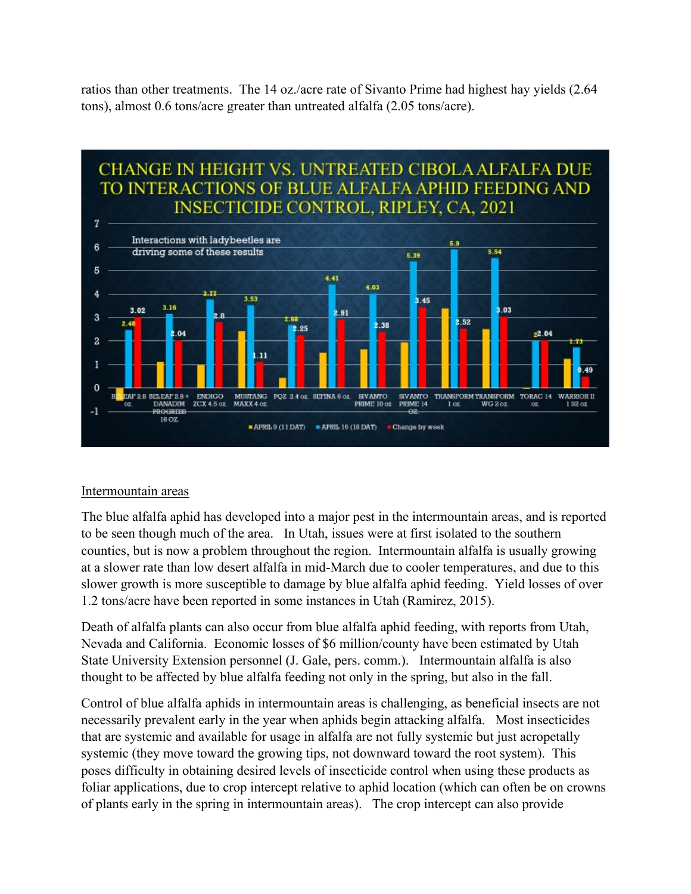ratios than other treatments. The 14 oz./acre rate of Sivanto Prime had highest hay yields (2.64 tons), almost 0.6 tons/acre greater than untreated alfalfa (2.05 tons/acre).

CHANGE IN HEIGHT VS. UNTREATED CIBOLA ALFALFA DUE TO INTERACTIONS OF BLUE ALFALFA APHID FEEDING AND INSECTICIDE CONTROL, RIPLEY, CA, 2021

## Intermountain areas

The blue alfalfa aphid has developed into a major pest in the intermountain areas, and is reported to be seen though much of the area. In Utah, issues were at first isolated to the southern counties, but is now a problem throughout the region. Intermountain alfalfa is usually growing at a slower rate than low desert alfalfa in mid-March due to cooler temperatures, and due to this slower growth is more susceptible to damage by blue alfalfa aphid feeding. Yield losses of over 1.2 tons/acre have been reported in some instances in Utah (Ramirez, 2015).

Death of alfalfa plants can also occur from blue alfalfa aphid feeding, with reports from Utah, Nevada and California. Economic losses of $6 million/county have been estimated by Utah State University Extension personnel (J. Gale, pers. comm.). Intermountain alfalfa is also thought to be affected by blue alfalfa feeding not only in the spring, but also in the fall.

Control of blue alfalfa aphids in intermountain areas is challenging, as beneficial insects are not necessarily prevalent early in the year when aphids begin attacking alfalfa. Most insecticides that are systemic and available for usage in alfalfa are not fully systemic but just acropetally systemic (they move toward the growing tips, not downward toward the root system). This poses difficulty in obtaining desired levels of insecticide control when using these products as foliar applications, due to crop intercept relative to aphid location (which can often be on crowns of plants early in the spring in intermountain areas). The crop intercept can also provide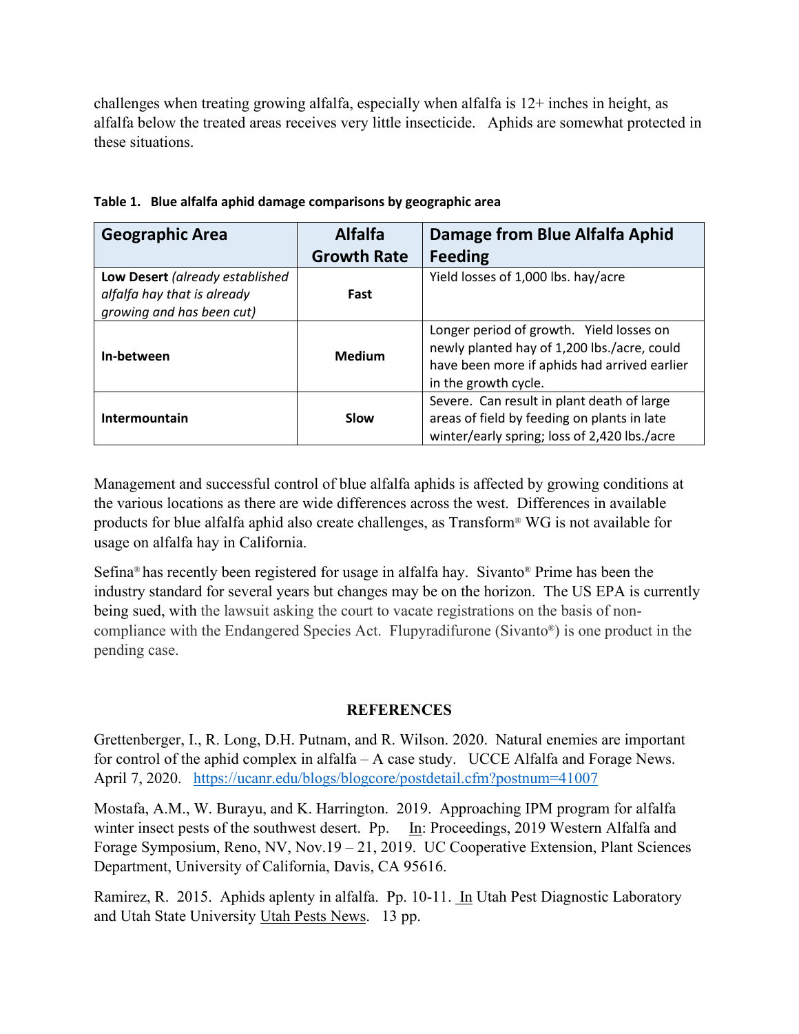challenges when treating growing alfalfa, especially when alfalfa is 12+ inches in height, as alfalfa below the treated areas receives very little insecticide. Aphids are somewhat protected in these situations.

**Table 1. Blue alfalfa aphid damage comparisons by geographic area**

| Geographic Area | Alfalfa Growth Rate | Damage from Blue Alfalfa Aphid Feeding |
|---|---|---|
| **Low Desert** *(already established alfalfa hay that is already growing and has been cut)* | **Fast** | Yield losses of 1,000 lbs. hay/acre |
| **In-between** | **Medium** | Longer period of growth. Yield losses on newly planted hay of 1,200 lbs./acre, could have been more if aphids had arrived earlier in the growth cycle. |
| **Intermountain** | **Slow** | Severe. Can result in plant death of large areas of field by feeding on plants in late winter/early spring; loss of 2,420 lbs./acre |

Management and successful control of blue alfalfa aphids is affected by growing conditions at the various locations as there are wide differences across the west. Differences in available products for blue alfalfa aphid also create challenges, as Transform® WG is not available for usage on alfalfa hay in California.

Sefina® has recently been registered for usage in alfalfa hay. Sivanto® Prime has been the industry standard for several years but changes may be on the horizon. The US EPA is currently being sued, with the lawsuit asking the court to vacate registrations on the basis of non-compliance with the Endangered Species Act. Flupyradifurone (Sivanto®) is one product in the pending case.

## REFERENCES

Grettenberger, I., R. Long, D.H. Putnam, and R. Wilson. 2020. Natural enemies are important for control of the aphid complex in alfalfa – A case study. UCCE Alfalfa and Forage News. April 7, 2020. https://ucanr.edu/blogs/blogcore/postdetail.cfm?postnum=41007

Mostafa, A.M., W. Burayu, and K. Harrington. 2019. Approaching IPM program for alfalfa winter insect pests of the southwest desert. Pp. In: Proceedings, 2019 Western Alfalfa and Forage Symposium, Reno, NV, Nov.19 – 21, 2019. UC Cooperative Extension, Plant Sciences Department, University of California, Davis, CA 95616.

Ramirez, R. 2015. Aphids aplenty in alfalfa. Pp. 10-11. In Utah Pest Diagnostic Laboratory and Utah State University Utah Pests News. 13 pp.